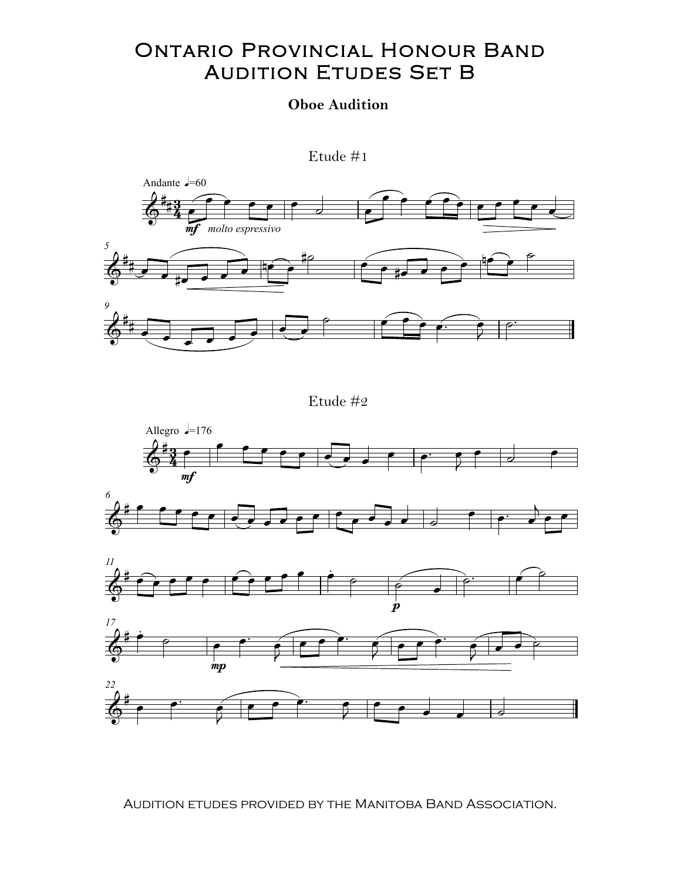# Ontario Provincial Honour Band
# Audition Etudes Set B

## Oboe Audition

### Etude #1

### Etude #2

Audition etudes provided by the Manitoba Band Association.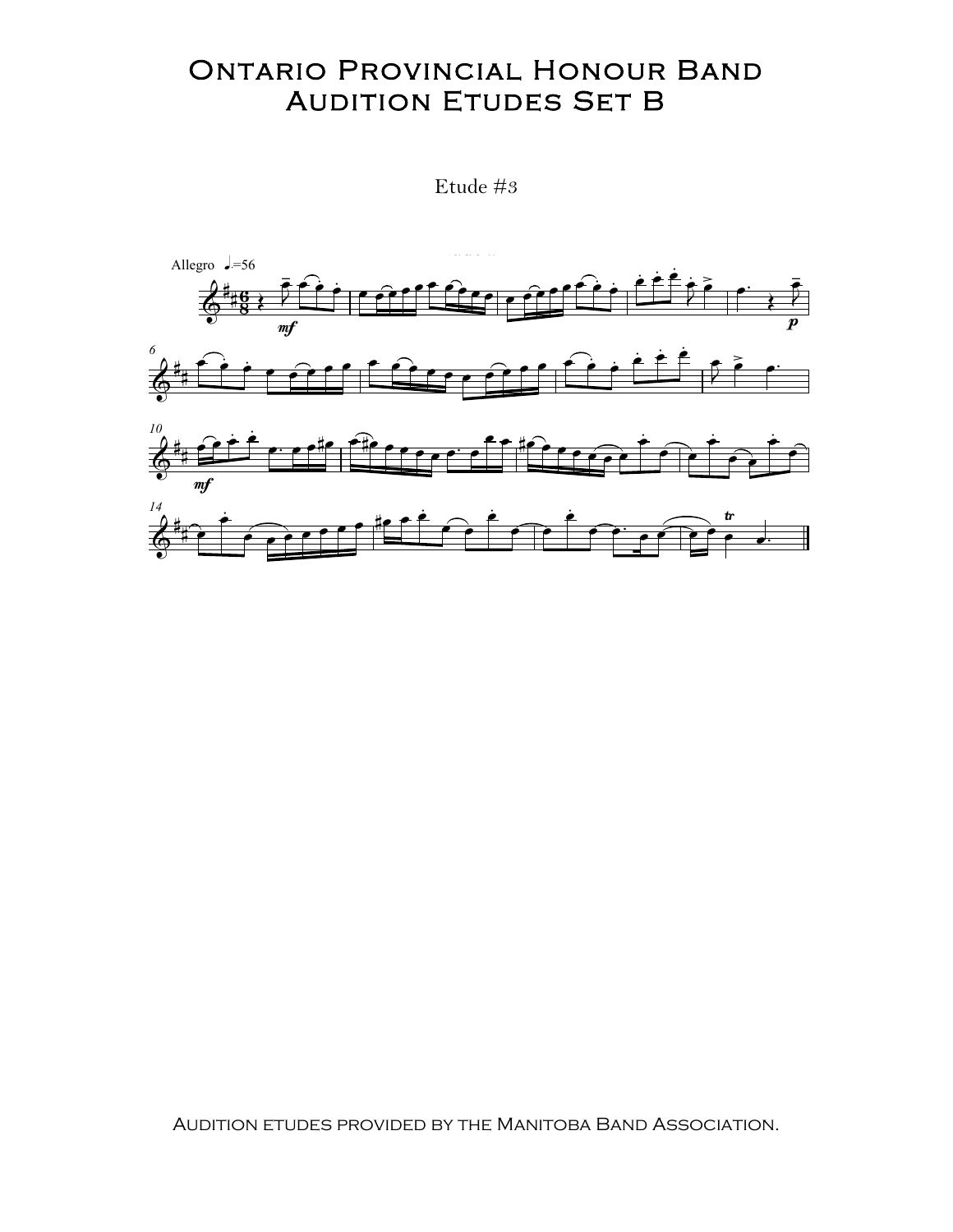# Ontario Provincial Honour Band
# Audition Etudes Set B

Etude #3

Audition etudes provided by the Manitoba Band Association.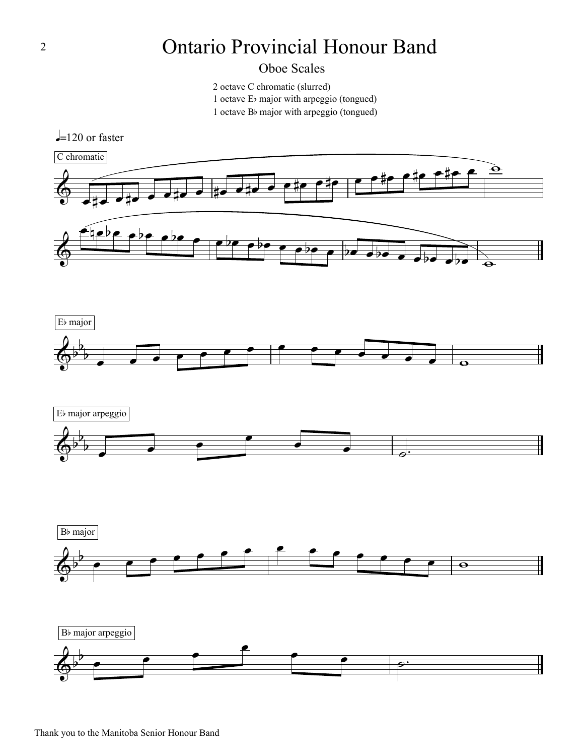# Ontario Provincial Honour Band

## Oboe Scales

2 octave C chromatic (slurred)
1 octave E♭ major with arpeggio (tongued)
1 octave B♭ major with arpeggio (tongued)

♩=120 or faster

C chromatic

E♭ major

E♭ major arpeggio

B♭ major

B♭ major arpeggio

Thank you to the Manitoba Senior Honour Band